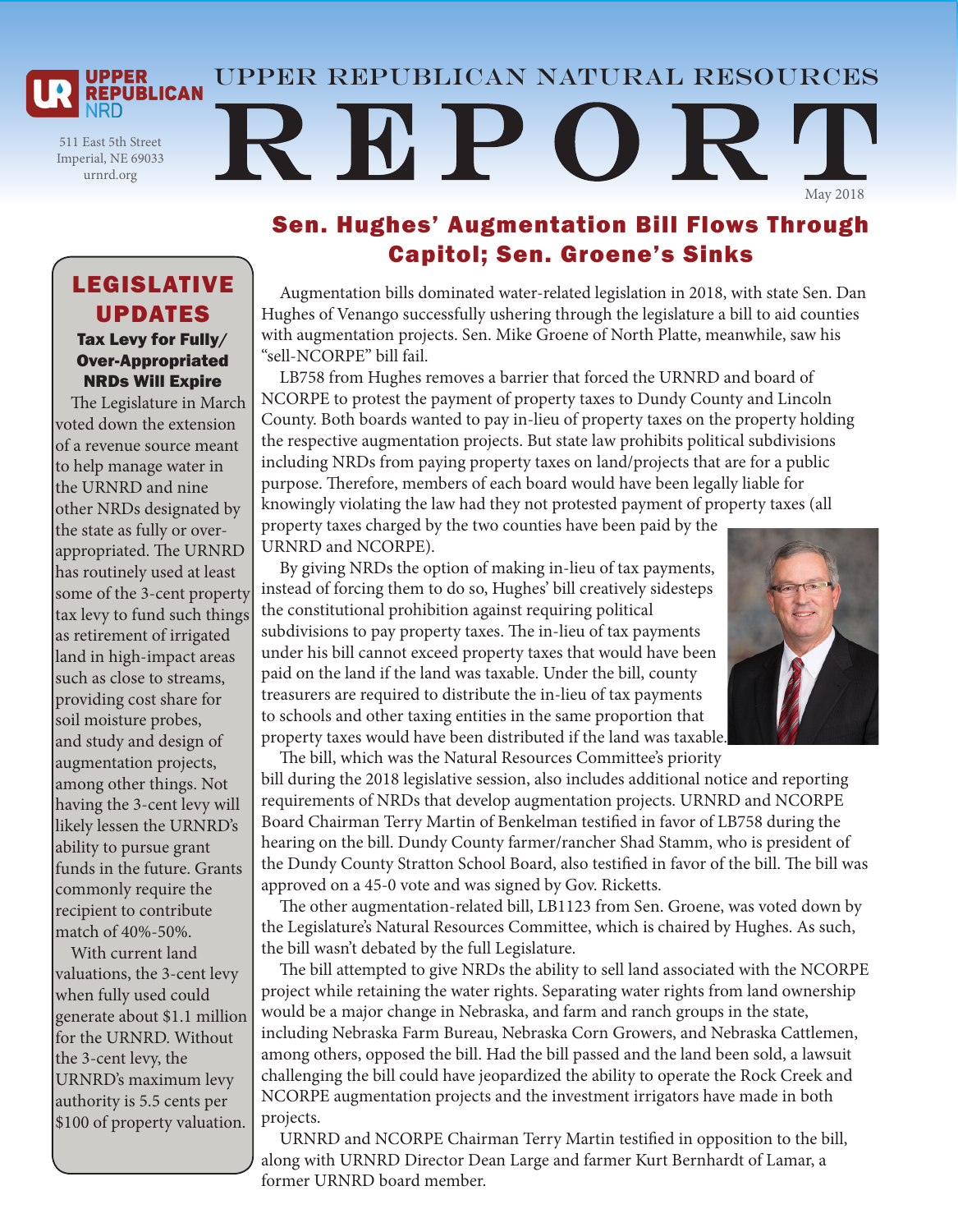# UPPER REPUBLICAN NATURAL RESOURCES REPORT

UPPER REPUBLICAN NRD

511 East 5th Street
Imperial, NE 69033
urnrd.org

May 2018

## Sen. Hughes' Augmentation Bill Flows Through Capitol; Sen. Groene's Sinks

Augmentation bills dominated water-related legislation in 2018, with state Sen. Dan Hughes of Venango successfully ushering through the legislature a bill to aid counties with augmentation projects. Sen. Mike Groene of North Platte, meanwhile, saw his "sell-NCORPE" bill fail.

LB758 from Hughes removes a barrier that forced the URNRD and board of NCORPE to protest the payment of property taxes to Dundy County and Lincoln County. Both boards wanted to pay in-lieu of property taxes on the property holding the respective augmentation projects. But state law prohibits political subdivisions including NRDs from paying property taxes on land/projects that are for a public purpose. Therefore, members of each board would have been legally liable for knowingly violating the law had they not protested payment of property taxes (all property taxes charged by the two counties have been paid by the URNRD and NCORPE).

By giving NRDs the option of making in-lieu of tax payments, instead of forcing them to do so, Hughes' bill creatively sidesteps the constitutional prohibition against requiring political subdivisions to pay property taxes. The in-lieu of tax payments under his bill cannot exceed property taxes that would have been paid on the land if the land was taxable. Under the bill, county treasurers are required to distribute the in-lieu of tax payments to schools and other taxing entities in the same proportion that property taxes would have been distributed if the land was taxable.

The bill, which was the Natural Resources Committee's priority bill during the 2018 legislative session, also includes additional notice and reporting requirements of NRDs that develop augmentation projects. URNRD and NCORPE Board Chairman Terry Martin of Benkelman testified in favor of LB758 during the hearing on the bill. Dundy County farmer/rancher Shad Stamm, who is president of the Dundy County Stratton School Board, also testified in favor of the bill. The bill was approved on a 45-0 vote and was signed by Gov. Ricketts.

The other augmentation-related bill, LB1123 from Sen. Groene, was voted down by the Legislature's Natural Resources Committee, which is chaired by Hughes. As such, the bill wasn't debated by the full Legislature.

The bill attempted to give NRDs the ability to sell land associated with the NCORPE project while retaining the water rights. Separating water rights from land ownership would be a major change in Nebraska, and farm and ranch groups in the state, including Nebraska Farm Bureau, Nebraska Corn Growers, and Nebraska Cattlemen, among others, opposed the bill. Had the bill passed and the land been sold, a lawsuit challenging the bill could have jeopardized the ability to operate the Rock Creek and NCORPE augmentation projects and the investment irrigators have made in both projects.

URNRD and NCORPE Chairman Terry Martin testified in opposition to the bill, along with URNRD Director Dean Large and farmer Kurt Bernhardt of Lamar, a former URNRD board member.

## LEGISLATIVE UPDATES

### Tax Levy for Fully/Over-Appropriated NRDs Will Expire

The Legislature in March voted down the extension of a revenue source meant to help manage water in the URNRD and nine other NRDs designated by the state as fully or over-appropriated. The URNRD has routinely used at least some of the 3-cent property tax levy to fund such things as retirement of irrigated land in high-impact areas such as close to streams, providing cost share for soil moisture probes, and study and design of augmentation projects, among other things. Not having the 3-cent levy will likely lessen the URNRD's ability to pursue grant funds in the future. Grants commonly require the recipient to contribute match of 40%-50%.

With current land valuations, the 3-cent levy when fully used could generate about $1.1 million for the URNRD. Without the 3-cent levy, the URNRD's maximum levy authority is 5.5 cents per $100 of property valuation.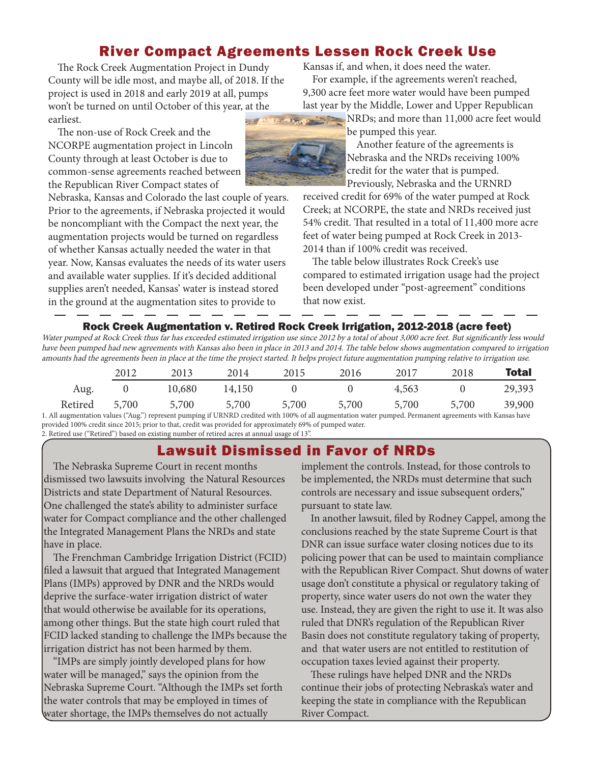## River Compact Agreements Lessen Rock Creek Use

The Rock Creek Augmentation Project in Dundy County will be idle most, and maybe all, of 2018. If the project is used in 2018 and early 2019 at all, pumps won't be turned on until October of this year, at the earliest.

The non-use of Rock Creek and the NCORPE augmentation project in Lincoln County through at least October is due to common-sense agreements reached between the Republican River Compact states of Nebraska, Kansas and Colorado the last couple of years. Prior to the agreements, if Nebraska projected it would be noncompliant with the Compact the next year, the augmentation projects would be turned on regardless of whether Kansas actually needed the water in that year. Now, Kansas evaluates the needs of its water users and available water supplies. If it's decided additional supplies aren't needed, Kansas' water is instead stored in the ground at the augmentation sites to provide to Kansas if, and when, it does need the water.

For example, if the agreements weren't reached, 9,300 acre feet more water would have been pumped last year by the Middle, Lower and Upper Republican NRDs; and more than 11,000 acre feet would be pumped this year.

Another feature of the agreements is Nebraska and the NRDs receiving 100% credit for the water that is pumped. Previously, Nebraska and the URNRD received credit for 69% of the water pumped at Rock Creek; at NCORPE, the state and NRDs received just 54% credit. That resulted in a total of 11,400 more acre feet of water being pumped at Rock Creek in 2013-2014 than if 100% credit was received.

The table below illustrates Rock Creek's use compared to estimated irrigation usage had the project been developed under "post-agreement" conditions that now exist.

### Rock Creek Augmentation v. Retired Rock Creek Irrigation, 2012-2018 (acre feet)

*Water pumped at Rock Creek thus far has exceeded estimated irrigation use since 2012 by a total of about 3,000 acre feet. But significantly less would have been pumped had new agreements with Kansas also been in place in 2013 and 2014. The table below shows augmentation compared to irrigation amounts had the agreements been in place at the time the project started. It helps project future augmentation pumping relative to irrigation use.*

| | 2012 | 2013 | 2014 | 2015 | 2016 | 2017 | 2018 | **Total** |
|---|---|---|---|---|---|---|---|---|
| Aug. | 0 | 10,680 | 14,150 | 0 | 0 | 4,563 | 0 | 29,393 |
| Retired | 5,700 | 5,700 | 5,700 | 5,700 | 5,700 | 5,700 | 5,700 | 39,900 |

1. All augmentation values ("Aug.") represent pumping if URNRD credited with 100% of all augmentation water pumped. Permanent agreements with Kansas have provided 100% credit since 2015; prior to that, credit was provided for approximately 69% of pumped water.
2. Retired use ("Retired") based on existing number of retired acres at annual usage of 13".

## Lawsuit Dismissed in Favor of NRDs

The Nebraska Supreme Court in recent months dismissed two lawsuits involving the Natural Resources Districts and state Department of Natural Resources. One challenged the state's ability to administer surface water for Compact compliance and the other challenged the Integrated Management Plans the NRDs and state have in place.

The Frenchman Cambridge Irrigation District (FCID) filed a lawsuit that argued that Integrated Management Plans (IMPs) approved by DNR and the NRDs would deprive the surface-water irrigation district of water that would otherwise be available for its operations, among other things. But the state high court ruled that FCID lacked standing to challenge the IMPs because the irrigation district has not been harmed by them.

"IMPs are simply jointly developed plans for how water will be managed," says the opinion from the Nebraska Supreme Court. "Although the IMPs set forth the water controls that may be employed in times of water shortage, the IMPs themselves do not actually implement the controls. Instead, for those controls to be implemented, the NRDs must determine that such controls are necessary and issue subsequent orders," pursuant to state law.

In another lawsuit, filed by Rodney Cappel, among the conclusions reached by the state Supreme Court is that DNR can issue surface water closing notices due to its policing power that can be used to maintain compliance with the Republican River Compact. Shut downs of water usage don't constitute a physical or regulatory taking of property, since water users do not own the water they use. Instead, they are given the right to use it. It was also ruled that DNR's regulation of the Republican River Basin does not constitute regulatory taking of property, and that water users are not entitled to restitution of occupation taxes levied against their property.

These rulings have helped DNR and the NRDs continue their jobs of protecting Nebraska's water and keeping the state in compliance with the Republican River Compact.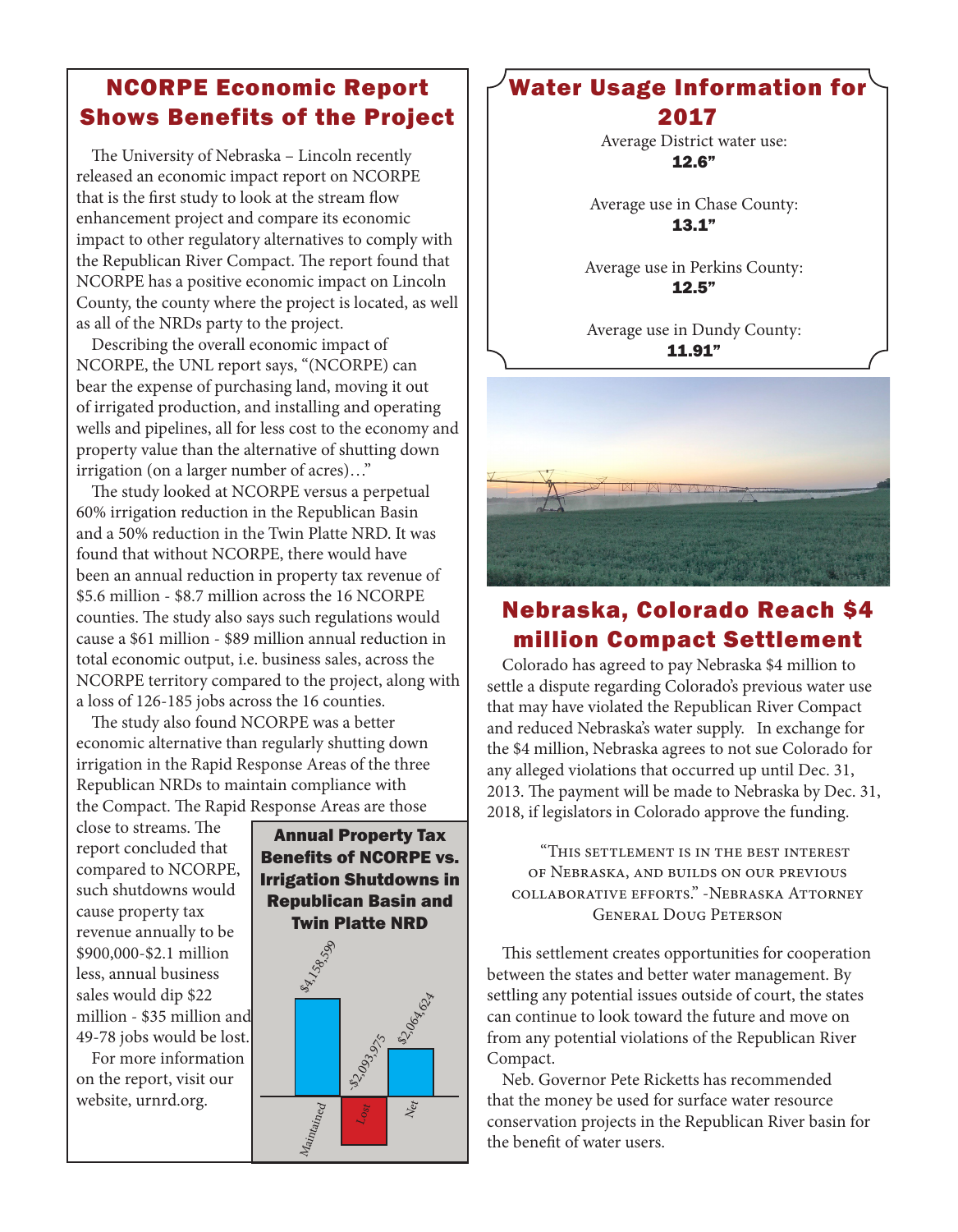## NCORPE Economic Report Shows Benefits of the Project

The University of Nebraska – Lincoln recently released an economic impact report on NCORPE that is the first study to look at the stream flow enhancement project and compare its economic impact to other regulatory alternatives to comply with the Republican River Compact. The report found that NCORPE has a positive economic impact on Lincoln County, the county where the project is located, as well as all of the NRDs party to the project.

Describing the overall economic impact of NCORPE, the UNL report says, "(NCORPE) can bear the expense of purchasing land, moving it out of irrigated production, and installing and operating wells and pipelines, all for less cost to the economy and property value than the alternative of shutting down irrigation (on a larger number of acres)…"

The study looked at NCORPE versus a perpetual 60% irrigation reduction in the Republican Basin and a 50% reduction in the Twin Platte NRD. It was found that without NCORPE, there would have been an annual reduction in property tax revenue of $5.6 million - $8.7 million across the 16 NCORPE counties. The study also says such regulations would cause a $61 million - $89 million annual reduction in total economic output, i.e. business sales, across the NCORPE territory compared to the project, along with a loss of 126-185 jobs across the 16 counties.

The study also found NCORPE was a better economic alternative than regularly shutting down irrigation in the Rapid Response Areas of the three Republican NRDs to maintain compliance with the Compact. The Rapid Response Areas are those close to streams. The report concluded that compared to NCORPE, such shutdowns would cause property tax revenue annually to be $900,000-$2.1 million less, annual business sales would dip $22 million - $35 million and 49-78 jobs would be lost.

For more information on the report, visit our website, urnrd.org.

**Annual Property Tax Benefits of NCORPE vs. Irrigation Shutdowns in Republican Basin and Twin Platte NRD**

| Maintained | Lost | Net |
|---|---|---|
| $4,158,599 | -$2,093,975 | $2,064,624 |

## Water Usage Information for 2017

Average District water use:
**12.6"**

Average use in Chase County:
**13.1"**

Average use in Perkins County:
**12.5"**

Average use in Dundy County:
**11.91"**

## Nebraska, Colorado Reach $4 million Compact Settlement

Colorado has agreed to pay Nebraska $4 million to settle a dispute regarding Colorado's previous water use that may have violated the Republican River Compact and reduced Nebraska's water supply. In exchange for the $4 million, Nebraska agrees to not sue Colorado for any alleged violations that occurred up until Dec. 31, 2013. The payment will be made to Nebraska by Dec. 31, 2018, if legislators in Colorado approve the funding.

"This settlement is in the best interest of Nebraska, and builds on our previous collaborative efforts." -Nebraska Attorney General Doug Peterson

This settlement creates opportunities for cooperation between the states and better water management. By settling any potential issues outside of court, the states can continue to look toward the future and move on from any potential violations of the Republican River Compact.

Neb. Governor Pete Ricketts has recommended that the money be used for surface water resource conservation projects in the Republican River basin for the benefit of water users.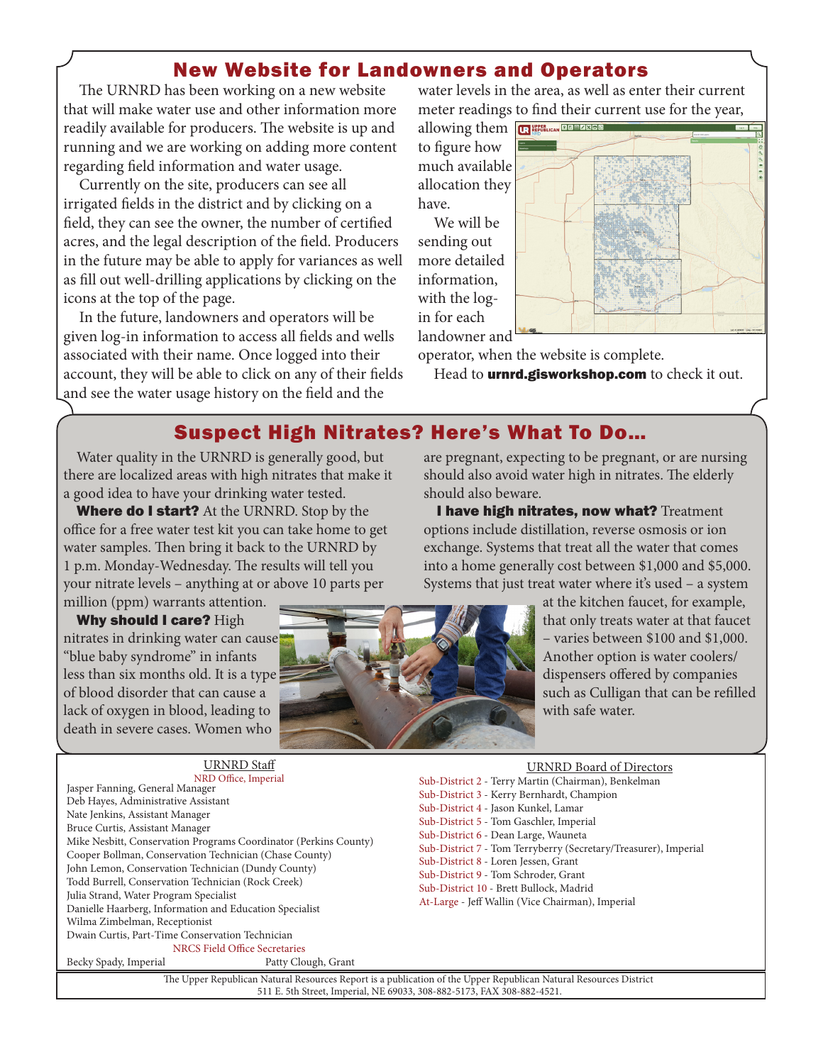## New Website for Landowners and Operators

The URNRD has been working on a new website that will make water use and other information more readily available for producers. The website is up and running and we are working on adding more content regarding field information and water usage.

Currently on the site, producers can see all irrigated fields in the district and by clicking on a field, they can see the owner, the number of certified acres, and the legal description of the field. Producers in the future may be able to apply for variances as well as fill out well-drilling applications by clicking on the icons at the top of the page.

In the future, landowners and operators will be given log-in information to access all fields and wells associated with their name. Once logged into their account, they will be able to click on any of their fields and see the water usage history on the field and the water levels in the area, as well as enter their current meter readings to find their current use for the year, allowing them to figure how much available allocation they have.

We will be sending out more detailed information, with the log-in for each landowner and operator, when the website is complete.

Head to **urnrd.gisworkshop.com** to check it out.

## Suspect High Nitrates? Here's What To Do...

Water quality in the URNRD is generally good, but there are localized areas with high nitrates that make it a good idea to have your drinking water tested.

**Where do I start?** At the URNRD. Stop by the office for a free water test kit you can take home to get water samples. Then bring it back to the URNRD by 1 p.m. Monday-Wednesday. The results will tell you your nitrate levels – anything at or above 10 parts per million (ppm) warrants attention.

**Why should I care?** High nitrates in drinking water can cause "blue baby syndrome" in infants less than six months old. It is a type of blood disorder that can cause a lack of oxygen in blood, leading to death in severe cases. Women who are pregnant, expecting to be pregnant, or are nursing should also avoid water high in nitrates. The elderly should also beware.

**I have high nitrates, now what?** Treatment options include distillation, reverse osmosis or ion exchange. Systems that treat all the water that comes into a home generally cost between $1,000 and $5,000. Systems that just treat water where it's used – a system at the kitchen faucet, for example, that only treats water at that faucet – varies between $100 and $1,000. Another option is water coolers/dispensers offered by companies such as Culligan that can be refilled with safe water.

URNRD Staff

NRD Office, Imperial

Jasper Fanning, General Manager
Deb Hayes, Administrative Assistant
Nate Jenkins, Assistant Manager
Bruce Curtis, Assistant Manager
Mike Nesbitt, Conservation Programs Coordinator (Perkins County)
Cooper Bollman, Conservation Technician (Chase County)
John Lemon, Conservation Technician (Dundy County)
Todd Burrell, Conservation Technician (Rock Creek)
Julia Strand, Water Program Specialist
Danielle Haarberg, Information and Education Specialist
Wilma Zimbelman, Receptionist
Dwain Curtis, Part-Time Conservation Technician

NRCS Field Office Secretaries

Becky Spady, Imperial
Patty Clough, Grant

URNRD Board of Directors

Sub-District 2 - Terry Martin (Chairman), Benkelman
Sub-District 3 - Kerry Bernhardt, Champion
Sub-District 4 - Jason Kunkel, Lamar
Sub-District 5 - Tom Gaschler, Imperial
Sub-District 6 - Dean Large, Wauneta
Sub-District 7 - Tom Terryberry (Secretary/Treasurer), Imperial
Sub-District 8 - Loren Jessen, Grant
Sub-District 9 - Tom Schroder, Grant
Sub-District 10 - Brett Bullock, Madrid
At-Large - Jeff Wallin (Vice Chairman), Imperial

The Upper Republican Natural Resources Report is a publication of the Upper Republican Natural Resources District
511 E. 5th Street, Imperial, NE 69033, 308-882-5173, FAX 308-882-4521.